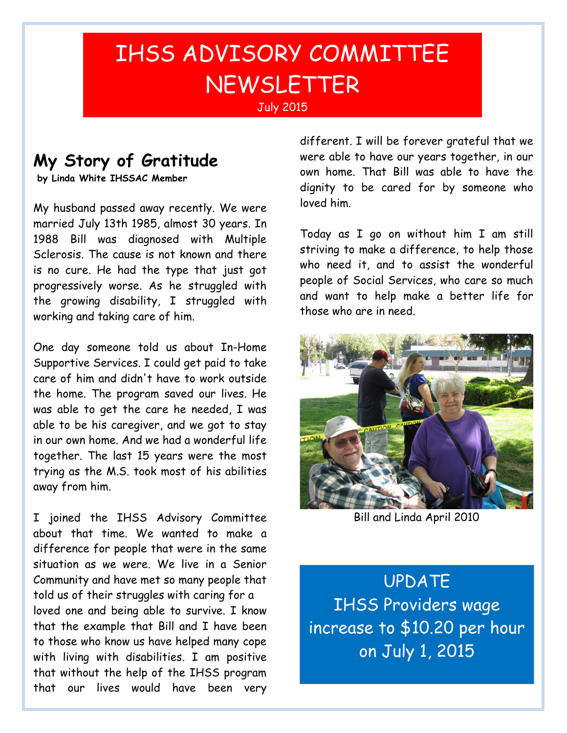# IHSS ADVISORY COMMITTEE NEWSLETTER

July 2015

## My Story of Gratitude

**by Linda White IHSSAC Member**

My husband passed away recently. We were married July 13th 1985, almost 30 years. In 1988 Bill was diagnosed with Multiple Sclerosis. The cause is not known and there is no cure. He had the type that just got progressively worse. As he struggled with the growing disability, I struggled with working and taking care of him.

One day someone told us about In-Home Supportive Services. I could get paid to take care of him and didn't have to work outside the home. The program saved our lives. He was able to get the care he needed, I was able to be his caregiver, and we got to stay in our own home. And we had a wonderful life together. The last 15 years were the most trying as the M.S. took most of his abilities away from him.

I joined the IHSS Advisory Committee about that time. We wanted to make a difference for people that were in the same situation as we were. We live in a Senior Community and have met so many people that told us of their struggles with caring for a loved one and being able to survive. I know that the example that Bill and I have been to those who know us have helped many cope with living with disabilities. I am positive that without the help of the IHSS program that our lives would have been very different. I will be forever grateful that we were able to have our years together, in our own home. That Bill was able to have the dignity to be cared for by someone who loved him.

Today as I go on without him I am still striving to make a difference, to help those who need it, and to assist the wonderful people of Social Services, who care so much and want to help make a better life for those who are in need.

Bill and Linda April 2010

UPDATE
IHSS Providers wage increase to $10.20 per hour on July 1, 2015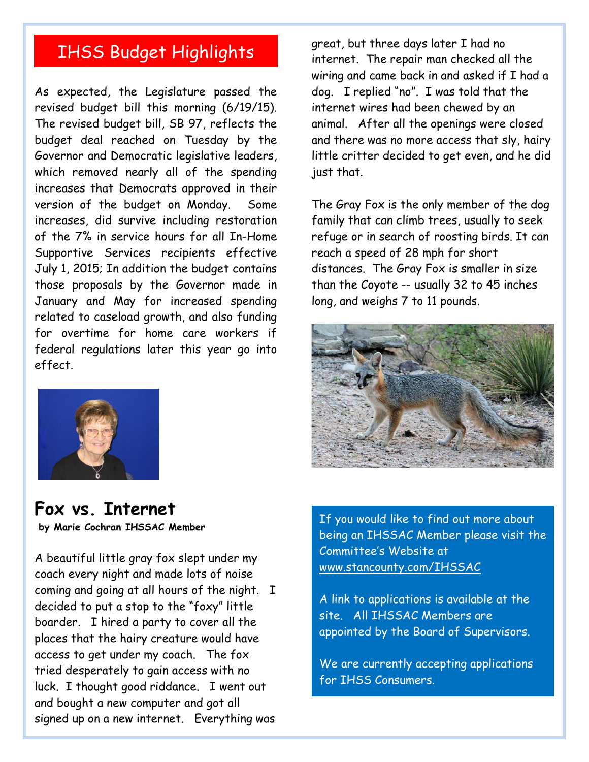## IHSS Budget Highlights

As expected, the Legislature passed the revised budget bill this morning (6/19/15). The revised budget bill, SB 97, reflects the budget deal reached on Tuesday by the Governor and Democratic legislative leaders, which removed nearly all of the spending increases that Democrats approved in their version of the budget on Monday. Some increases, did survive including restoration of the 7% in service hours for all In-Home Supportive Services recipients effective July 1, 2015; In addition the budget contains those proposals by the Governor made in January and May for increased spending related to caseload growth, and also funding for overtime for home care workers if federal regulations later this year go into effect.

## Fox vs. Internet

**by Marie Cochran IHSSAC Member**

A beautiful little gray fox slept under my coach every night and made lots of noise coming and going at all hours of the night. I decided to put a stop to the "foxy" little boarder. I hired a party to cover all the places that the hairy creature would have access to get under my coach. The fox tried desperately to gain access with no luck. I thought good riddance. I went out and bought a new computer and got all signed up on a new internet. Everything was great, but three days later I had no internet. The repair man checked all the wiring and came back in and asked if I had a dog. I replied "no". I was told that the internet wires had been chewed by an animal. After all the openings were closed and there was no more access that sly, hairy little critter decided to get even, and he did just that.

The Gray Fox is the only member of the dog family that can climb trees, usually to seek refuge or in search of roosting birds. It can reach a speed of 28 mph for short distances. The Gray Fox is smaller in size than the Coyote -- usually 32 to 45 inches long, and weighs 7 to 11 pounds.

If you would like to find out more about being an IHSSAC Member please visit the Committee's Website at www.stancounty.com/IHSSAC

A link to applications is available at the site. All IHSSAC Members are appointed by the Board of Supervisors.

We are currently accepting applications for IHSS Consumers.